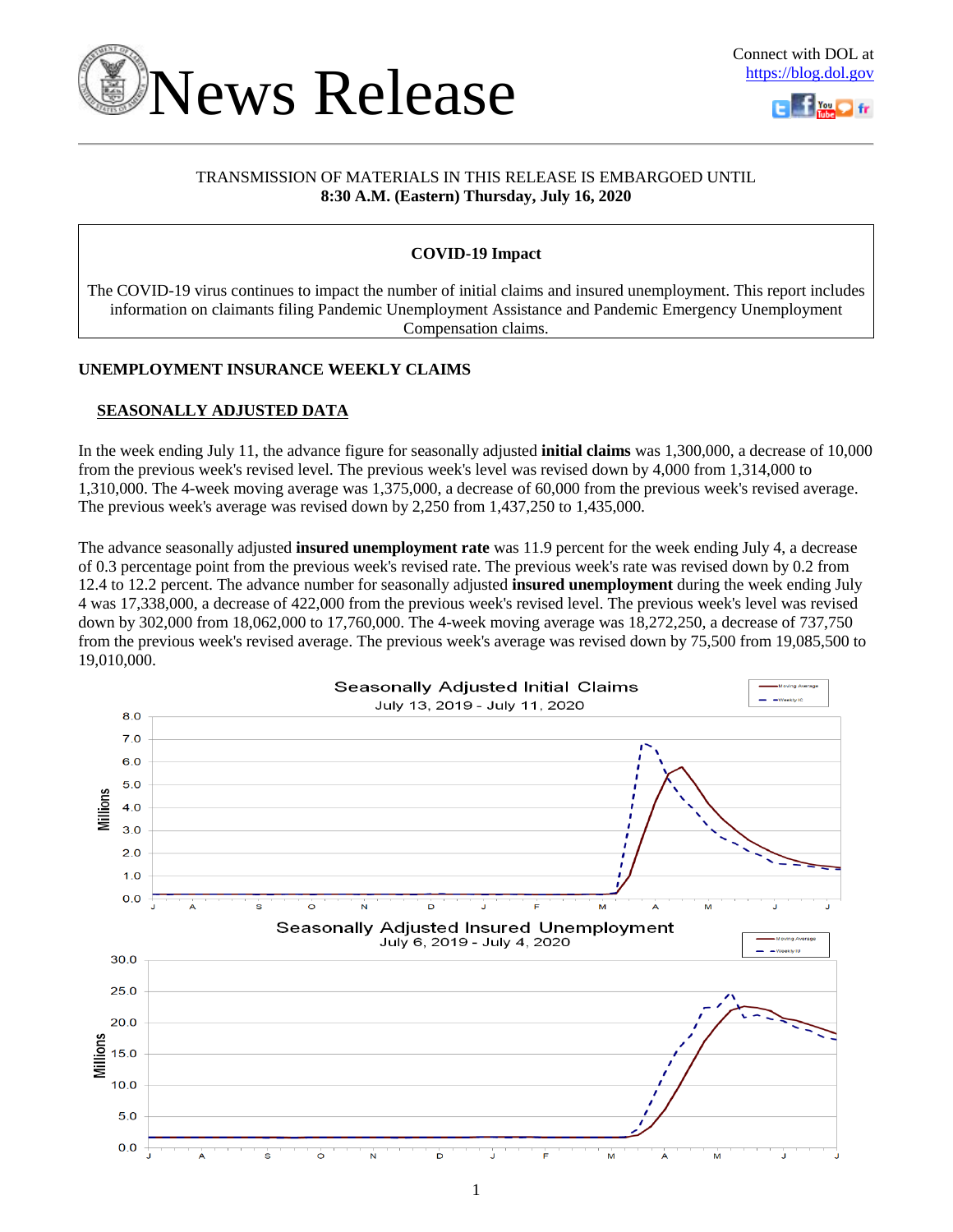# News Release

Connect with DOL at https://blog.dol.gov

TRANSMISSION OF MATERIALS IN THIS RELEASE IS EMBARGOED UNTIL
**8:30 A.M. (Eastern) Thursday, July 16, 2020**

**COVID-19 Impact**

The COVID-19 virus continues to impact the number of initial claims and insured unemployment. This report includes information on claimants filing Pandemic Unemployment Assistance and Pandemic Emergency Unemployment Compensation claims.

## UNEMPLOYMENT INSURANCE WEEKLY CLAIMS

### SEASONALLY ADJUSTED DATA

In the week ending July 11, the advance figure for seasonally adjusted **initial claims** was 1,300,000, a decrease of 10,000 from the previous week's revised level. The previous week's level was revised down by 4,000 from 1,314,000 to 1,310,000. The 4-week moving average was 1,375,000, a decrease of 60,000 from the previous week's revised average. The previous week's average was revised down by 2,250 from 1,437,250 to 1,435,000.

The advance seasonally adjusted **insured unemployment rate** was 11.9 percent for the week ending July 4, a decrease of 0.3 percentage point from the previous week's revised rate. The previous week's rate was revised down by 0.2 from 12.4 to 12.2 percent. The advance number for seasonally adjusted **insured unemployment** during the week ending July 4 was 17,338,000, a decrease of 422,000 from the previous week's revised level. The previous week's level was revised down by 302,000 from 18,062,000 to 17,760,000. The 4-week moving average was 18,272,250, a decrease of 737,750 from the previous week's revised average. The previous week's average was revised down by 75,500 from 19,085,500 to 19,010,000.

Seasonally Adjusted Initial Claims
July 13, 2019 - July 11, 2020
Moving Average
Weekly IC
Millions
8.0
7.0
6.0
5.0
4.0
3.0
2.0
1.0
0.0
J A S O N D J F M A M J J

Seasonally Adjusted Insured Unemployment
July 6, 2019 - July 4, 2020
Moving Average
Weekly IU
Millions
30.0
25.0
20.0
15.0
10.0
5.0
0.0
J A S O N D J F M A M J J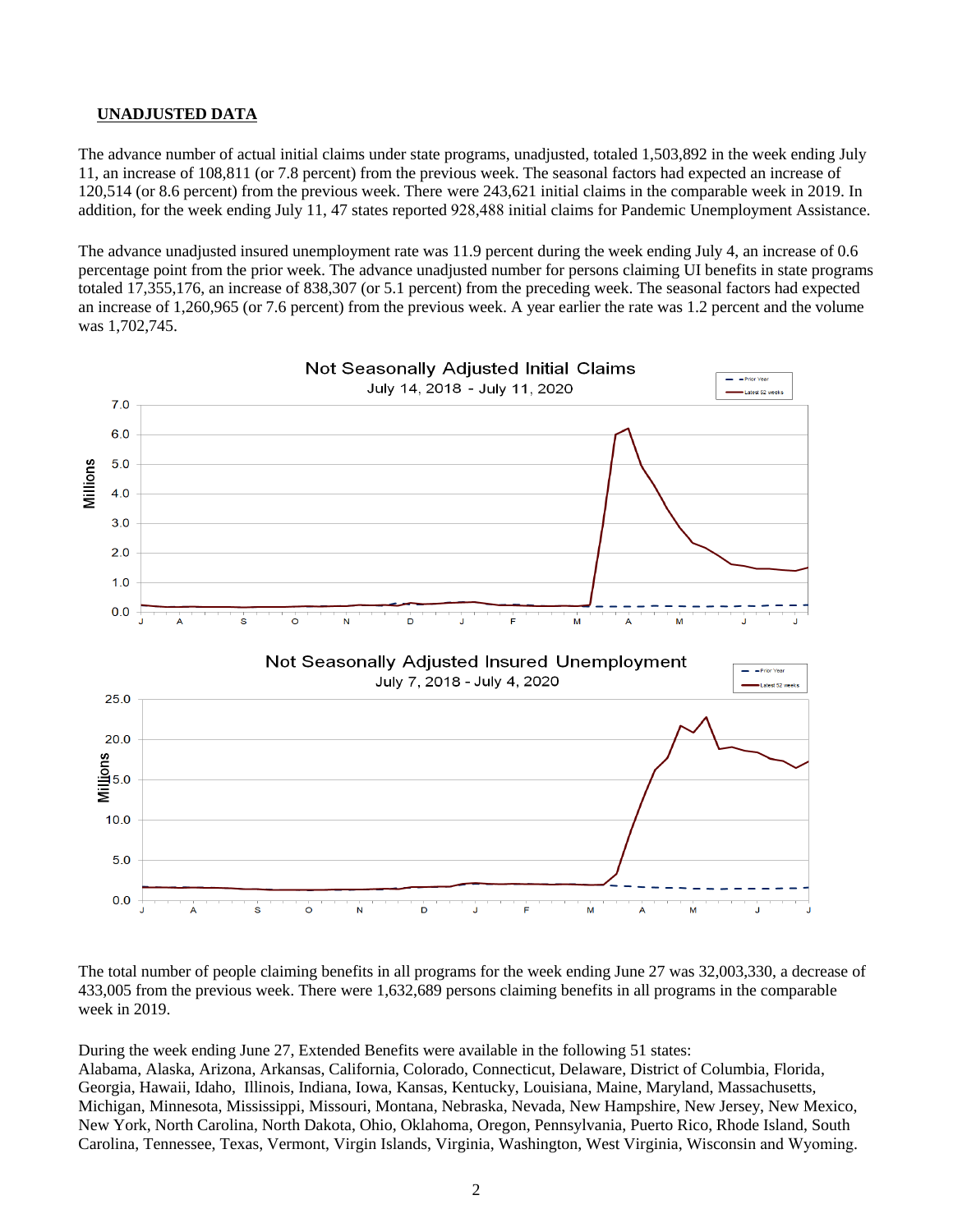## UNADJUSTED DATA

The advance number of actual initial claims under state programs, unadjusted, totaled 1,503,892 in the week ending July 11, an increase of 108,811 (or 7.8 percent) from the previous week. The seasonal factors had expected an increase of 120,514 (or 8.6 percent) from the previous week. There were 243,621 initial claims in the comparable week in 2019. In addition, for the week ending July 11, 47 states reported 928,488 initial claims for Pandemic Unemployment Assistance.

The advance unadjusted insured unemployment rate was 11.9 percent during the week ending July 4, an increase of 0.6 percentage point from the prior week. The advance unadjusted number for persons claiming UI benefits in state programs totaled 17,355,176, an increase of 838,307 (or 5.1 percent) from the preceding week. The seasonal factors had expected an increase of 1,260,965 (or 7.6 percent) from the previous week. A year earlier the rate was 1.2 percent and the volume was 1,702,745.

Not Seasonally Adjusted Initial Claims
July 14, 2018 - July 11, 2020
Prior Year
Latest 52 weeks
Millions
7.0
6.0
5.0
4.0
3.0
2.0
1.0
0.0
J A S O N D J F M A M J J

Not Seasonally Adjusted Insured Unemployment
July 7, 2018 - July 4, 2020
Prior Year
Latest 52 weeks
Millions
25.0
20.0
15.0
10.0
5.0
0.0
J A S O N D J F M A M J J

The total number of people claiming benefits in all programs for the week ending June 27 was 32,003,330, a decrease of 433,005 from the previous week. There were 1,632,689 persons claiming benefits in all programs in the comparable week in 2019.

During the week ending June 27, Extended Benefits were available in the following 51 states:
Alabama, Alaska, Arizona, Arkansas, California, Colorado, Connecticut, Delaware, District of Columbia, Florida, Georgia, Hawaii, Idaho, Illinois, Indiana, Iowa, Kansas, Kentucky, Louisiana, Maine, Maryland, Massachusetts, Michigan, Minnesota, Mississippi, Missouri, Montana, Nebraska, Nevada, New Hampshire, New Jersey, New Mexico, New York, North Carolina, North Dakota, Ohio, Oklahoma, Oregon, Pennsylvania, Puerto Rico, Rhode Island, South Carolina, Tennessee, Texas, Vermont, Virgin Islands, Virginia, Washington, West Virginia, Wisconsin and Wyoming.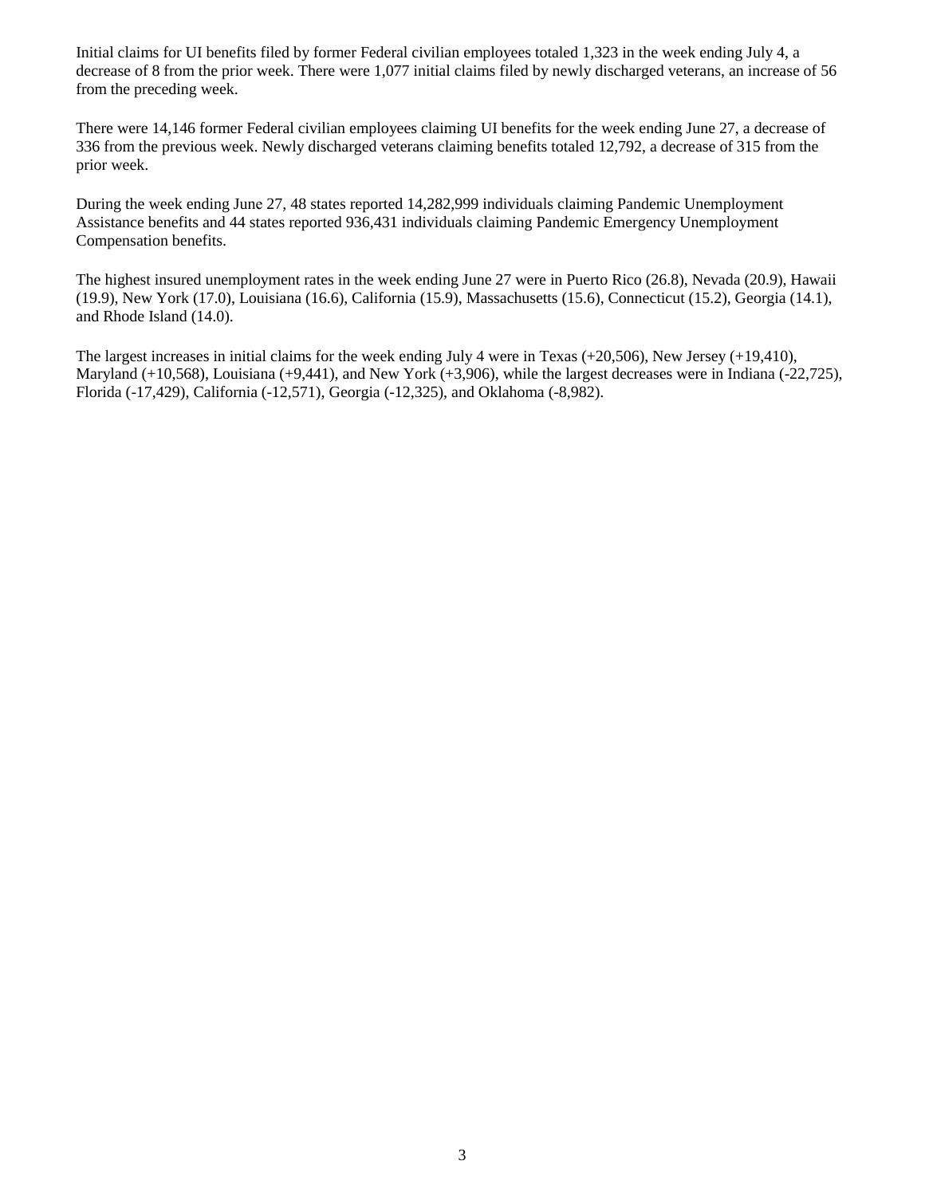Initial claims for UI benefits filed by former Federal civilian employees totaled 1,323 in the week ending July 4, a decrease of 8 from the prior week. There were 1,077 initial claims filed by newly discharged veterans, an increase of 56 from the preceding week.

There were 14,146 former Federal civilian employees claiming UI benefits for the week ending June 27, a decrease of 336 from the previous week. Newly discharged veterans claiming benefits totaled 12,792, a decrease of 315 from the prior week.

During the week ending June 27, 48 states reported 14,282,999 individuals claiming Pandemic Unemployment Assistance benefits and 44 states reported 936,431 individuals claiming Pandemic Emergency Unemployment Compensation benefits.

The highest insured unemployment rates in the week ending June 27 were in Puerto Rico (26.8), Nevada (20.9), Hawaii (19.9), New York (17.0), Louisiana (16.6), California (15.9), Massachusetts (15.6), Connecticut (15.2), Georgia (14.1), and Rhode Island (14.0).

The largest increases in initial claims for the week ending July 4 were in Texas (+20,506), New Jersey (+19,410), Maryland (+10,568), Louisiana (+9,441), and New York (+3,906), while the largest decreases were in Indiana (-22,725), Florida (-17,429), California (-12,571), Georgia (-12,325), and Oklahoma (-8,982).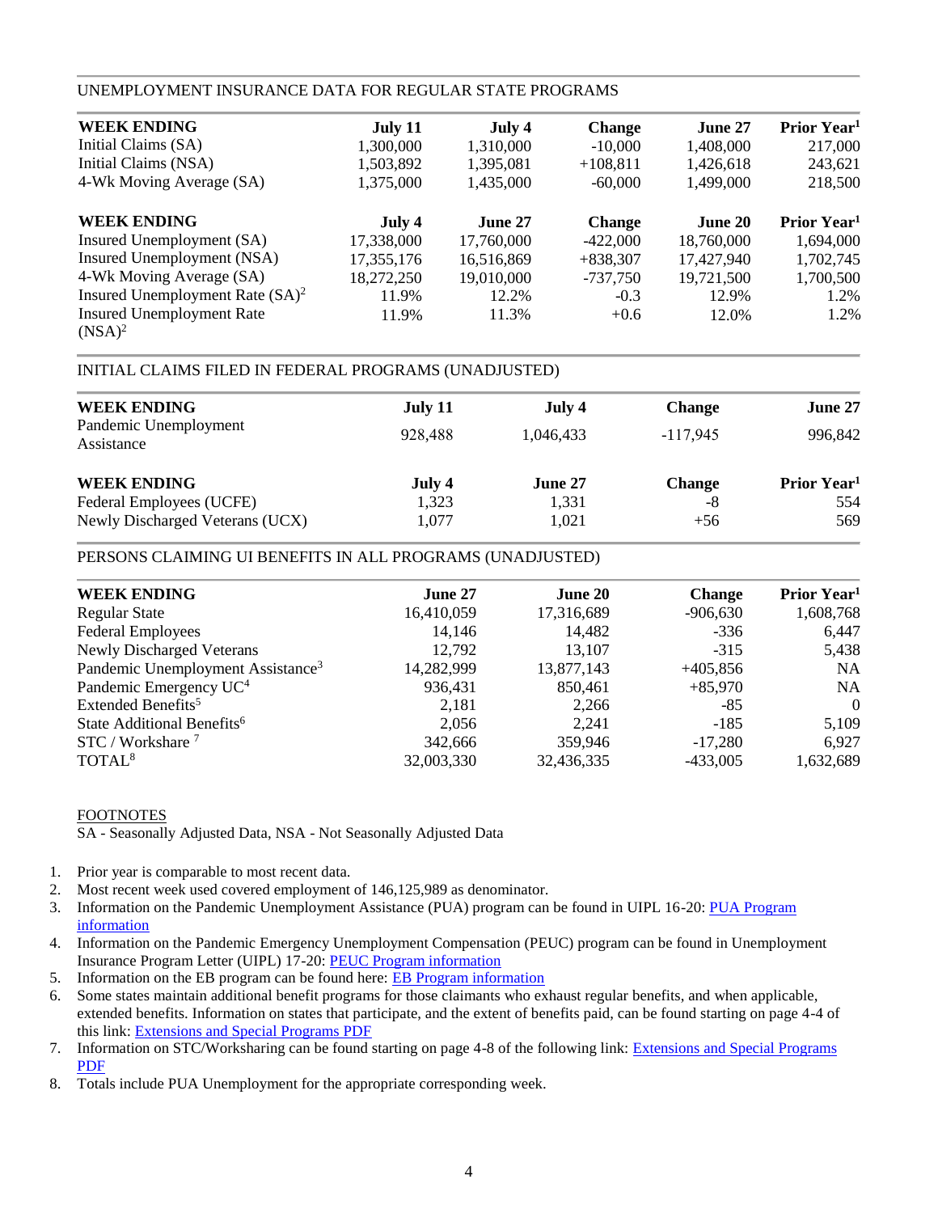## UNEMPLOYMENT INSURANCE DATA FOR REGULAR STATE PROGRAMS

| WEEK ENDING | July 11 | July 4 | Change | June 27 | Prior Year[1] |
|---|---|---|---|---|---|
| Initial Claims (SA) | 1,300,000 | 1,310,000 | -10,000 | 1,408,000 | 217,000 |
| Initial Claims (NSA) | 1,503,892 | 1,395,081 | +108,811 | 1,426,618 | 243,621 |
| 4-Wk Moving Average (SA) | 1,375,000 | 1,435,000 | -60,000 | 1,499,000 | 218,500 |

| WEEK ENDING | July 4 | June 27 | Change | June 20 | Prior Year[1] |
|---|---|---|---|---|---|
| Insured Unemployment (SA) | 17,338,000 | 17,760,000 | -422,000 | 18,760,000 | 1,694,000 |
| Insured Unemployment (NSA) | 17,355,176 | 16,516,869 | +838,307 | 17,427,940 | 1,702,745 |
| 4-Wk Moving Average (SA) | 18,272,250 | 19,010,000 | -737,750 | 19,721,500 | 1,700,500 |
| Insured Unemployment Rate (SA)[2] | 11.9% | 12.2% | -0.3 | 12.9% | 1.2% |
| Insured Unemployment Rate (NSA)[2] | 11.9% | 11.3% | +0.6 | 12.0% | 1.2% |

## INITIAL CLAIMS FILED IN FEDERAL PROGRAMS (UNADJUSTED)

| WEEK ENDING | July 11 | July 4 | Change | June 27 |
|---|---|---|---|---|
| Pandemic Unemployment Assistance | 928,488 | 1,046,433 | -117,945 | 996,842 |

| WEEK ENDING | July 4 | June 27 | Change | Prior Year[1] |
|---|---|---|---|---|
| Federal Employees (UCFE) | 1,323 | 1,331 | -8 | 554 |
| Newly Discharged Veterans (UCX) | 1,077 | 1,021 | +56 | 569 |

## PERSONS CLAIMING UI BENEFITS IN ALL PROGRAMS (UNADJUSTED)

| WEEK ENDING | June 27 | June 20 | Change | Prior Year[1] |
|---|---|---|---|---|
| Regular State | 16,410,059 | 17,316,689 | -906,630 | 1,608,768 |
| Federal Employees | 14,146 | 14,482 | -336 | 6,447 |
| Newly Discharged Veterans | 12,792 | 13,107 | -315 | 5,438 |
| Pandemic Unemployment Assistance[3] | 14,282,999 | 13,877,143 | +405,856 | NA |
| Pandemic Emergency UC[4] | 936,431 | 850,461 | +85,970 | NA |
| Extended Benefits[5] | 2,181 | 2,266 | -85 | 0 |
| State Additional Benefits[6] | 2,056 | 2,241 | -185 | 5,109 |
| STC / Workshare [7] | 342,666 | 359,946 | -17,280 | 6,927 |
| TOTAL[8] | 32,003,330 | 32,436,335 | -433,005 | 1,632,689 |

FOOTNOTES

SA - Seasonally Adjusted Data, NSA - Not Seasonally Adjusted Data

1. Prior year is comparable to most recent data.
2. Most recent week used covered employment of 146,125,989 as denominator.
3. Information on the Pandemic Unemployment Assistance (PUA) program can be found in UIPL 16-20: PUA Program information
4. Information on the Pandemic Emergency Unemployment Compensation (PEUC) program can be found in Unemployment Insurance Program Letter (UIPL) 17-20: PEUC Program information
5. Information on the EB program can be found here: EB Program information
6. Some states maintain additional benefit programs for those claimants who exhaust regular benefits, and when applicable, extended benefits. Information on states that participate, and the extent of benefits paid, can be found starting on page 4-4 of this link: Extensions and Special Programs PDF
7. Information on STC/Worksharing can be found starting on page 4-8 of the following link: Extensions and Special Programs PDF
8. Totals include PUA Unemployment for the appropriate corresponding week.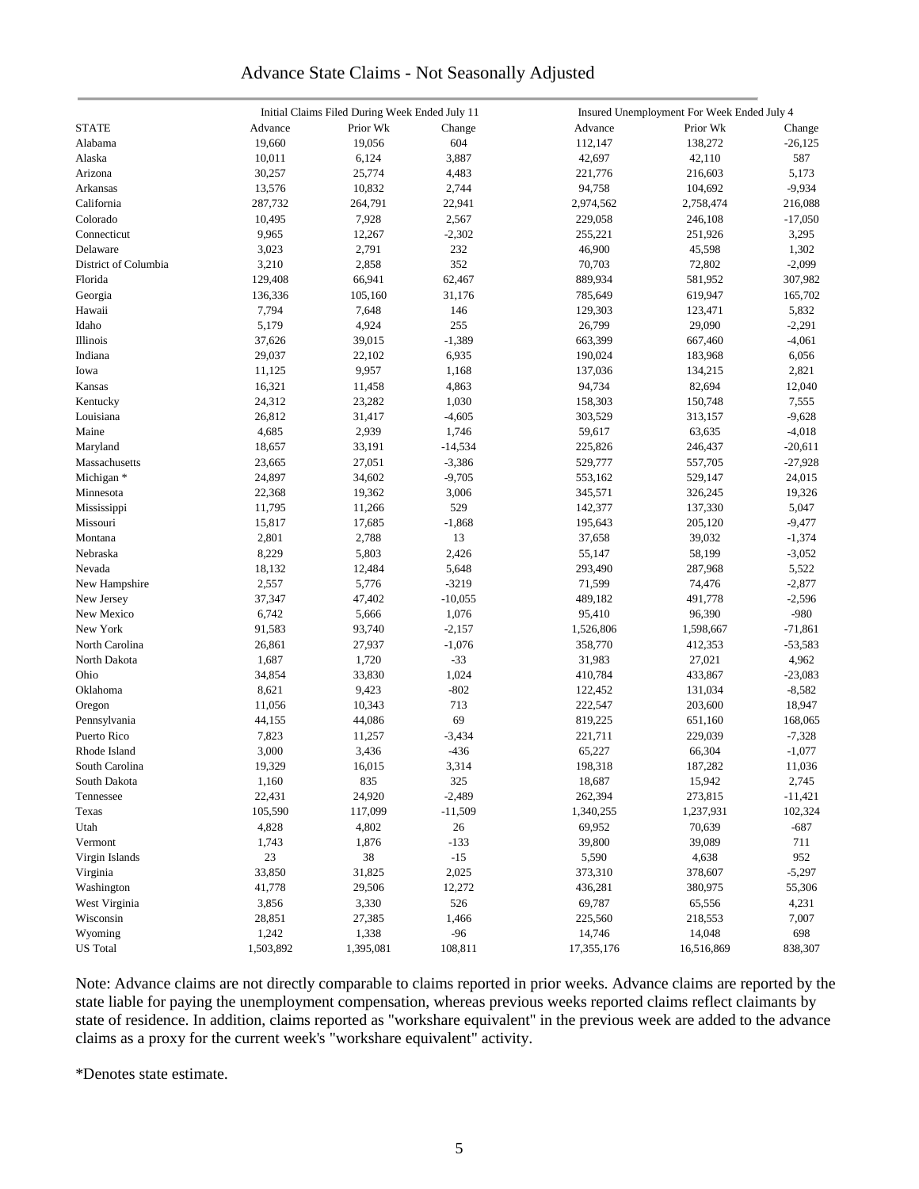## Advance State Claims - Not Seasonally Adjusted

| | Initial Claims Filed During Week Ended July 11 | | | Insured Unemployment For Week Ended July 4 | | |
|---|---|---|---|---|---|---|
| STATE | Advance | Prior Wk | Change | Advance | Prior Wk | Change |
| Alabama | 19,660 | 19,056 | 604 | 112,147 | 138,272 | -26,125 |
| Alaska | 10,011 | 6,124 | 3,887 | 42,697 | 42,110 | 587 |
| Arizona | 30,257 | 25,774 | 4,483 | 221,776 | 216,603 | 5,173 |
| Arkansas | 13,576 | 10,832 | 2,744 | 94,758 | 104,692 | -9,934 |
| California | 287,732 | 264,791 | 22,941 | 2,974,562 | 2,758,474 | 216,088 |
| Colorado | 10,495 | 7,928 | 2,567 | 229,058 | 246,108 | -17,050 |
| Connecticut | 9,965 | 12,267 | -2,302 | 255,221 | 251,926 | 3,295 |
| Delaware | 3,023 | 2,791 | 232 | 46,900 | 45,598 | 1,302 |
| District of Columbia | 3,210 | 2,858 | 352 | 70,703 | 72,802 | -2,099 |
| Florida | 129,408 | 66,941 | 62,467 | 889,934 | 581,952 | 307,982 |
| Georgia | 136,336 | 105,160 | 31,176 | 785,649 | 619,947 | 165,702 |
| Hawaii | 7,794 | 7,648 | 146 | 129,303 | 123,471 | 5,832 |
| Idaho | 5,179 | 4,924 | 255 | 26,799 | 29,090 | -2,291 |
| Illinois | 37,626 | 39,015 | -1,389 | 663,399 | 667,460 | -4,061 |
| Indiana | 29,037 | 22,102 | 6,935 | 190,024 | 183,968 | 6,056 |
| Iowa | 11,125 | 9,957 | 1,168 | 137,036 | 134,215 | 2,821 |
| Kansas | 16,321 | 11,458 | 4,863 | 94,734 | 82,694 | 12,040 |
| Kentucky | 24,312 | 23,282 | 1,030 | 158,303 | 150,748 | 7,555 |
| Louisiana | 26,812 | 31,417 | -4,605 | 303,529 | 313,157 | -9,628 |
| Maine | 4,685 | 2,939 | 1,746 | 59,617 | 63,635 | -4,018 |
| Maryland | 18,657 | 33,191 | -14,534 | 225,826 | 246,437 | -20,611 |
| Massachusetts | 23,665 | 27,051 | -3,386 | 529,777 | 557,705 | -27,928 |
| Michigan * | 24,897 | 34,602 | -9,705 | 553,162 | 529,147 | 24,015 |
| Minnesota | 22,368 | 19,362 | 3,006 | 345,571 | 326,245 | 19,326 |
| Mississippi | 11,795 | 11,266 | 529 | 142,377 | 137,330 | 5,047 |
| Missouri | 15,817 | 17,685 | -1,868 | 195,643 | 205,120 | -9,477 |
| Montana | 2,801 | 2,788 | 13 | 37,658 | 39,032 | -1,374 |
| Nebraska | 8,229 | 5,803 | 2,426 | 55,147 | 58,199 | -3,052 |
| Nevada | 18,132 | 12,484 | 5,648 | 293,490 | 287,968 | 5,522 |
| New Hampshire | 2,557 | 5,776 | -3219 | 71,599 | 74,476 | -2,877 |
| New Jersey | 37,347 | 47,402 | -10,055 | 489,182 | 491,778 | -2,596 |
| New Mexico | 6,742 | 5,666 | 1,076 | 95,410 | 96,390 | -980 |
| New York | 91,583 | 93,740 | -2,157 | 1,526,806 | 1,598,667 | -71,861 |
| North Carolina | 26,861 | 27,937 | -1,076 | 358,770 | 412,353 | -53,583 |
| North Dakota | 1,687 | 1,720 | -33 | 31,983 | 27,021 | 4,962 |
| Ohio | 34,854 | 33,830 | 1,024 | 410,784 | 433,867 | -23,083 |
| Oklahoma | 8,621 | 9,423 | -802 | 122,452 | 131,034 | -8,582 |
| Oregon | 11,056 | 10,343 | 713 | 222,547 | 203,600 | 18,947 |
| Pennsylvania | 44,155 | 44,086 | 69 | 819,225 | 651,160 | 168,065 |
| Puerto Rico | 7,823 | 11,257 | -3,434 | 221,711 | 229,039 | -7,328 |
| Rhode Island | 3,000 | 3,436 | -436 | 65,227 | 66,304 | -1,077 |
| South Carolina | 19,329 | 16,015 | 3,314 | 198,318 | 187,282 | 11,036 |
| South Dakota | 1,160 | 835 | 325 | 18,687 | 15,942 | 2,745 |
| Tennessee | 22,431 | 24,920 | -2,489 | 262,394 | 273,815 | -11,421 |
| Texas | 105,590 | 117,099 | -11,509 | 1,340,255 | 1,237,931 | 102,324 |
| Utah | 4,828 | 4,802 | 26 | 69,952 | 70,639 | -687 |
| Vermont | 1,743 | 1,876 | -133 | 39,800 | 39,089 | 711 |
| Virgin Islands | 23 | 38 | -15 | 5,590 | 4,638 | 952 |
| Virginia | 33,850 | 31,825 | 2,025 | 373,310 | 378,607 | -5,297 |
| Washington | 41,778 | 29,506 | 12,272 | 436,281 | 380,975 | 55,306 |
| West Virginia | 3,856 | 3,330 | 526 | 69,787 | 65,556 | 4,231 |
| Wisconsin | 28,851 | 27,385 | 1,466 | 225,560 | 218,553 | 7,007 |
| Wyoming | 1,242 | 1,338 | -96 | 14,746 | 14,048 | 698 |
| US Total | 1,503,892 | 1,395,081 | 108,811 | 17,355,176 | 16,516,869 | 838,307 |

Note: Advance claims are not directly comparable to claims reported in prior weeks. Advance claims are reported by the state liable for paying the unemployment compensation, whereas previous weeks reported claims reflect claimants by state of residence. In addition, claims reported as "workshare equivalent" in the previous week are added to the advance claims as a proxy for the current week's "workshare equivalent" activity.

*Denotes state estimate.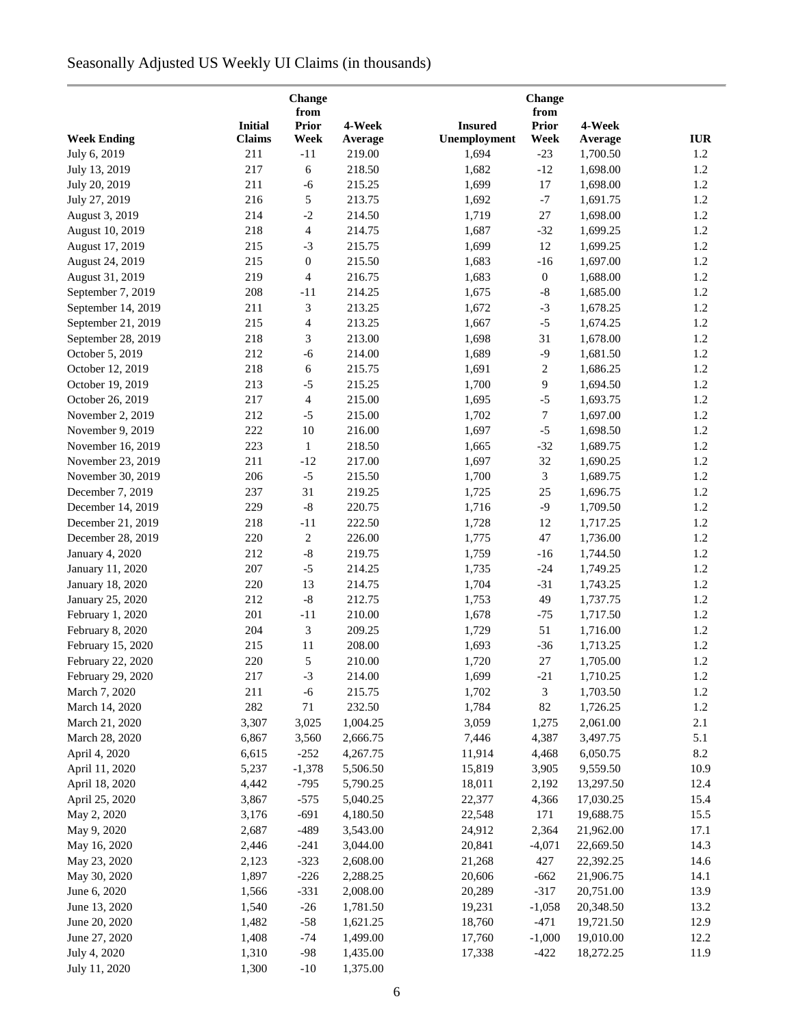# Seasonally Adjusted US Weekly UI Claims (in thousands)

| Week Ending | Initial Claims | Change from Prior Week | 4-Week Average | Insured Unemployment | Change from Prior Week | 4-Week Average | IUR |
|---|---|---|---|---|---|---|---|
| July 6, 2019 | 211 | -11 | 219.00 | 1,694 | -23 | 1,700.50 | 1.2 |
| July 13, 2019 | 217 | 6 | 218.50 | 1,682 | -12 | 1,698.00 | 1.2 |
| July 20, 2019 | 211 | -6 | 215.25 | 1,699 | 17 | 1,698.00 | 1.2 |
| July 27, 2019 | 216 | 5 | 213.75 | 1,692 | -7 | 1,691.75 | 1.2 |
| August 3, 2019 | 214 | -2 | 214.50 | 1,719 | 27 | 1,698.00 | 1.2 |
| August 10, 2019 | 218 | 4 | 214.75 | 1,687 | -32 | 1,699.25 | 1.2 |
| August 17, 2019 | 215 | -3 | 215.75 | 1,699 | 12 | 1,699.25 | 1.2 |
| August 24, 2019 | 215 | 0 | 215.50 | 1,683 | -16 | 1,697.00 | 1.2 |
| August 31, 2019 | 219 | 4 | 216.75 | 1,683 | 0 | 1,688.00 | 1.2 |
| September 7, 2019 | 208 | -11 | 214.25 | 1,675 | -8 | 1,685.00 | 1.2 |
| September 14, 2019 | 211 | 3 | 213.25 | 1,672 | -3 | 1,678.25 | 1.2 |
| September 21, 2019 | 215 | 4 | 213.25 | 1,667 | -5 | 1,674.25 | 1.2 |
| September 28, 2019 | 218 | 3 | 213.00 | 1,698 | 31 | 1,678.00 | 1.2 |
| October 5, 2019 | 212 | -6 | 214.00 | 1,689 | -9 | 1,681.50 | 1.2 |
| October 12, 2019 | 218 | 6 | 215.75 | 1,691 | 2 | 1,686.25 | 1.2 |
| October 19, 2019 | 213 | -5 | 215.25 | 1,700 | 9 | 1,694.50 | 1.2 |
| October 26, 2019 | 217 | 4 | 215.00 | 1,695 | -5 | 1,693.75 | 1.2 |
| November 2, 2019 | 212 | -5 | 215.00 | 1,702 | 7 | 1,697.00 | 1.2 |
| November 9, 2019 | 222 | 10 | 216.00 | 1,697 | -5 | 1,698.50 | 1.2 |
| November 16, 2019 | 223 | 1 | 218.50 | 1,665 | -32 | 1,689.75 | 1.2 |
| November 23, 2019 | 211 | -12 | 217.00 | 1,697 | 32 | 1,690.25 | 1.2 |
| November 30, 2019 | 206 | -5 | 215.50 | 1,700 | 3 | 1,689.75 | 1.2 |
| December 7, 2019 | 237 | 31 | 219.25 | 1,725 | 25 | 1,696.75 | 1.2 |
| December 14, 2019 | 229 | -8 | 220.75 | 1,716 | -9 | 1,709.50 | 1.2 |
| December 21, 2019 | 218 | -11 | 222.50 | 1,728 | 12 | 1,717.25 | 1.2 |
| December 28, 2019 | 220 | 2 | 226.00 | 1,775 | 47 | 1,736.00 | 1.2 |
| January 4, 2020 | 212 | -8 | 219.75 | 1,759 | -16 | 1,744.50 | 1.2 |
| January 11, 2020 | 207 | -5 | 214.25 | 1,735 | -24 | 1,749.25 | 1.2 |
| January 18, 2020 | 220 | 13 | 214.75 | 1,704 | -31 | 1,743.25 | 1.2 |
| January 25, 2020 | 212 | -8 | 212.75 | 1,753 | 49 | 1,737.75 | 1.2 |
| February 1, 2020 | 201 | -11 | 210.00 | 1,678 | -75 | 1,717.50 | 1.2 |
| February 8, 2020 | 204 | 3 | 209.25 | 1,729 | 51 | 1,716.00 | 1.2 |
| February 15, 2020 | 215 | 11 | 208.00 | 1,693 | -36 | 1,713.25 | 1.2 |
| February 22, 2020 | 220 | 5 | 210.00 | 1,720 | 27 | 1,705.00 | 1.2 |
| February 29, 2020 | 217 | -3 | 214.00 | 1,699 | -21 | 1,710.25 | 1.2 |
| March 7, 2020 | 211 | -6 | 215.75 | 1,702 | 3 | 1,703.50 | 1.2 |
| March 14, 2020 | 282 | 71 | 232.50 | 1,784 | 82 | 1,726.25 | 1.2 |
| March 21, 2020 | 3,307 | 3,025 | 1,004.25 | 3,059 | 1,275 | 2,061.00 | 2.1 |
| March 28, 2020 | 6,867 | 3,560 | 2,666.75 | 7,446 | 4,387 | 3,497.75 | 5.1 |
| April 4, 2020 | 6,615 | -252 | 4,267.75 | 11,914 | 4,468 | 6,050.75 | 8.2 |
| April 11, 2020 | 5,237 | -1,378 | 5,506.50 | 15,819 | 3,905 | 9,559.50 | 10.9 |
| April 18, 2020 | 4,442 | -795 | 5,790.25 | 18,011 | 2,192 | 13,297.50 | 12.4 |
| April 25, 2020 | 3,867 | -575 | 5,040.25 | 22,377 | 4,366 | 17,030.25 | 15.4 |
| May 2, 2020 | 3,176 | -691 | 4,180.50 | 22,548 | 171 | 19,688.75 | 15.5 |
| May 9, 2020 | 2,687 | -489 | 3,543.00 | 24,912 | 2,364 | 21,962.00 | 17.1 |
| May 16, 2020 | 2,446 | -241 | 3,044.00 | 20,841 | -4,071 | 22,669.50 | 14.3 |
| May 23, 2020 | 2,123 | -323 | 2,608.00 | 21,268 | 427 | 22,392.25 | 14.6 |
| May 30, 2020 | 1,897 | -226 | 2,288.25 | 20,606 | -662 | 21,906.75 | 14.1 |
| June 6, 2020 | 1,566 | -331 | 2,008.00 | 20,289 | -317 | 20,751.00 | 13.9 |
| June 13, 2020 | 1,540 | -26 | 1,781.50 | 19,231 | -1,058 | 20,348.50 | 13.2 |
| June 20, 2020 | 1,482 | -58 | 1,621.25 | 18,760 | -471 | 19,721.50 | 12.9 |
| June 27, 2020 | 1,408 | -74 | 1,499.00 | 17,760 | -1,000 | 19,010.00 | 12.2 |
| July 4, 2020 | 1,310 | -98 | 1,435.00 | 17,338 | -422 | 18,272.25 | 11.9 |
| July 11, 2020 | 1,300 | -10 | 1,375.00 | | | | |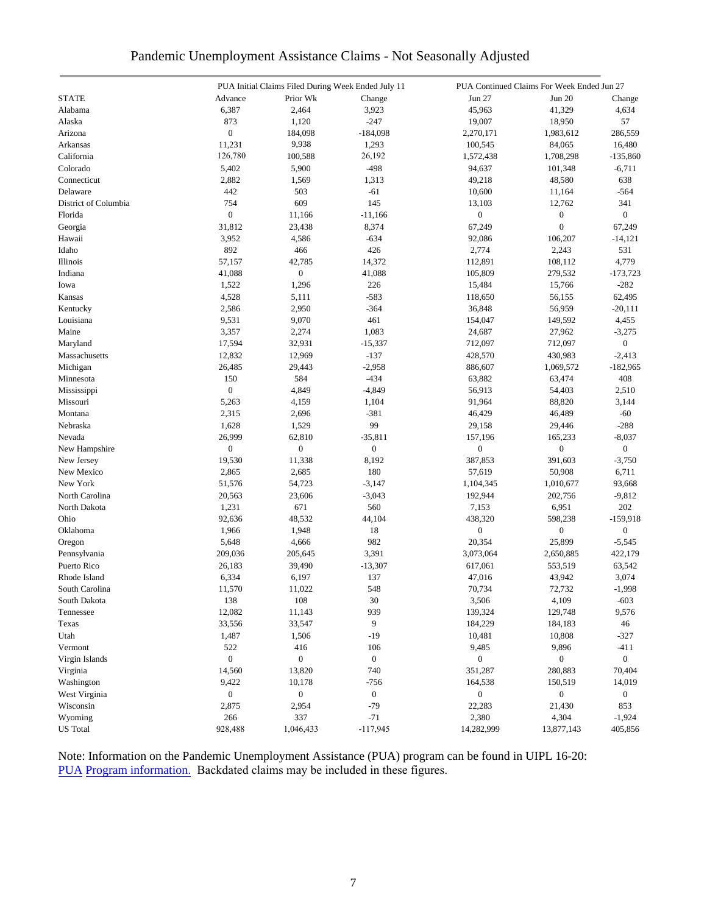# Pandemic Unemployment Assistance Claims - Not Seasonally Adjusted

| | PUA Initial Claims Filed During Week Ended July 11 | | | PUA Continued Claims For Week Ended Jun 27 | | |
|---|---|---|---|---|---|---|
| STATE | Advance | Prior Wk | Change | Jun 27 | Jun 20 | Change |
| Alabama | 6,387 | 2,464 | 3,923 | 45,963 | 41,329 | 4,634 |
| Alaska | 873 | 1,120 | -247 | 19,007 | 18,950 | 57 |
| Arizona | 0 | 184,098 | -184,098 | 2,270,171 | 1,983,612 | 286,559 |
| Arkansas | 11,231 | 9,938 | 1,293 | 100,545 | 84,065 | 16,480 |
| California | 126,780 | 100,588 | 26,192 | 1,572,438 | 1,708,298 | -135,860 |
| Colorado | 5,402 | 5,900 | -498 | 94,637 | 101,348 | -6,711 |
| Connecticut | 2,882 | 1,569 | 1,313 | 49,218 | 48,580 | 638 |
| Delaware | 442 | 503 | -61 | 10,600 | 11,164 | -564 |
| District of Columbia | 754 | 609 | 145 | 13,103 | 12,762 | 341 |
| Florida | 0 | 11,166 | -11,166 | 0 | 0 | 0 |
| Georgia | 31,812 | 23,438 | 8,374 | 67,249 | 0 | 67,249 |
| Hawaii | 3,952 | 4,586 | -634 | 92,086 | 106,207 | -14,121 |
| Idaho | 892 | 466 | 426 | 2,774 | 2,243 | 531 |
| Illinois | 57,157 | 42,785 | 14,372 | 112,891 | 108,112 | 4,779 |
| Indiana | 41,088 | 0 | 41,088 | 105,809 | 279,532 | -173,723 |
| Iowa | 1,522 | 1,296 | 226 | 15,484 | 15,766 | -282 |
| Kansas | 4,528 | 5,111 | -583 | 118,650 | 56,155 | 62,495 |
| Kentucky | 2,586 | 2,950 | -364 | 36,848 | 56,959 | -20,111 |
| Louisiana | 9,531 | 9,070 | 461 | 154,047 | 149,592 | 4,455 |
| Maine | 3,357 | 2,274 | 1,083 | 24,687 | 27,962 | -3,275 |
| Maryland | 17,594 | 32,931 | -15,337 | 712,097 | 712,097 | 0 |
| Massachusetts | 12,832 | 12,969 | -137 | 428,570 | 430,983 | -2,413 |
| Michigan | 26,485 | 29,443 | -2,958 | 886,607 | 1,069,572 | -182,965 |
| Minnesota | 150 | 584 | -434 | 63,882 | 63,474 | 408 |
| Mississippi | 0 | 4,849 | -4,849 | 56,913 | 54,403 | 2,510 |
| Missouri | 5,263 | 4,159 | 1,104 | 91,964 | 88,820 | 3,144 |
| Montana | 2,315 | 2,696 | -381 | 46,429 | 46,489 | -60 |
| Nebraska | 1,628 | 1,529 | 99 | 29,158 | 29,446 | -288 |
| Nevada | 26,999 | 62,810 | -35,811 | 157,196 | 165,233 | -8,037 |
| New Hampshire | 0 | 0 | 0 | 0 | 0 | 0 |
| New Jersey | 19,530 | 11,338 | 8,192 | 387,853 | 391,603 | -3,750 |
| New Mexico | 2,865 | 2,685 | 180 | 57,619 | 50,908 | 6,711 |
| New York | 51,576 | 54,723 | -3,147 | 1,104,345 | 1,010,677 | 93,668 |
| North Carolina | 20,563 | 23,606 | -3,043 | 192,944 | 202,756 | -9,812 |
| North Dakota | 1,231 | 671 | 560 | 7,153 | 6,951 | 202 |
| Ohio | 92,636 | 48,532 | 44,104 | 438,320 | 598,238 | -159,918 |
| Oklahoma | 1,966 | 1,948 | 18 | 0 | 0 | 0 |
| Oregon | 5,648 | 4,666 | 982 | 20,354 | 25,899 | -5,545 |
| Pennsylvania | 209,036 | 205,645 | 3,391 | 3,073,064 | 2,650,885 | 422,179 |
| Puerto Rico | 26,183 | 39,490 | -13,307 | 617,061 | 553,519 | 63,542 |
| Rhode Island | 6,334 | 6,197 | 137 | 47,016 | 43,942 | 3,074 |
| South Carolina | 11,570 | 11,022 | 548 | 70,734 | 72,732 | -1,998 |
| South Dakota | 138 | 108 | 30 | 3,506 | 4,109 | -603 |
| Tennessee | 12,082 | 11,143 | 939 | 139,324 | 129,748 | 9,576 |
| Texas | 33,556 | 33,547 | 9 | 184,229 | 184,183 | 46 |
| Utah | 1,487 | 1,506 | -19 | 10,481 | 10,808 | -327 |
| Vermont | 522 | 416 | 106 | 9,485 | 9,896 | -411 |
| Virgin Islands | 0 | 0 | 0 | 0 | 0 | 0 |
| Virginia | 14,560 | 13,820 | 740 | 351,287 | 280,883 | 70,404 |
| Washington | 9,422 | 10,178 | -756 | 164,538 | 150,519 | 14,019 |
| West Virginia | 0 | 0 | 0 | 0 | 0 | 0 |
| Wisconsin | 2,875 | 2,954 | -79 | 22,283 | 21,430 | 853 |
| Wyoming | 266 | 337 | -71 | 2,380 | 4,304 | -1,924 |
| US Total | 928,488 | 1,046,433 | -117,945 | 14,282,999 | 13,877,143 | 405,856 |

Note: Information on the Pandemic Unemployment Assistance (PUA) program can be found in UIPL 16-20: PUA Program information. Backdated claims may be included in these figures.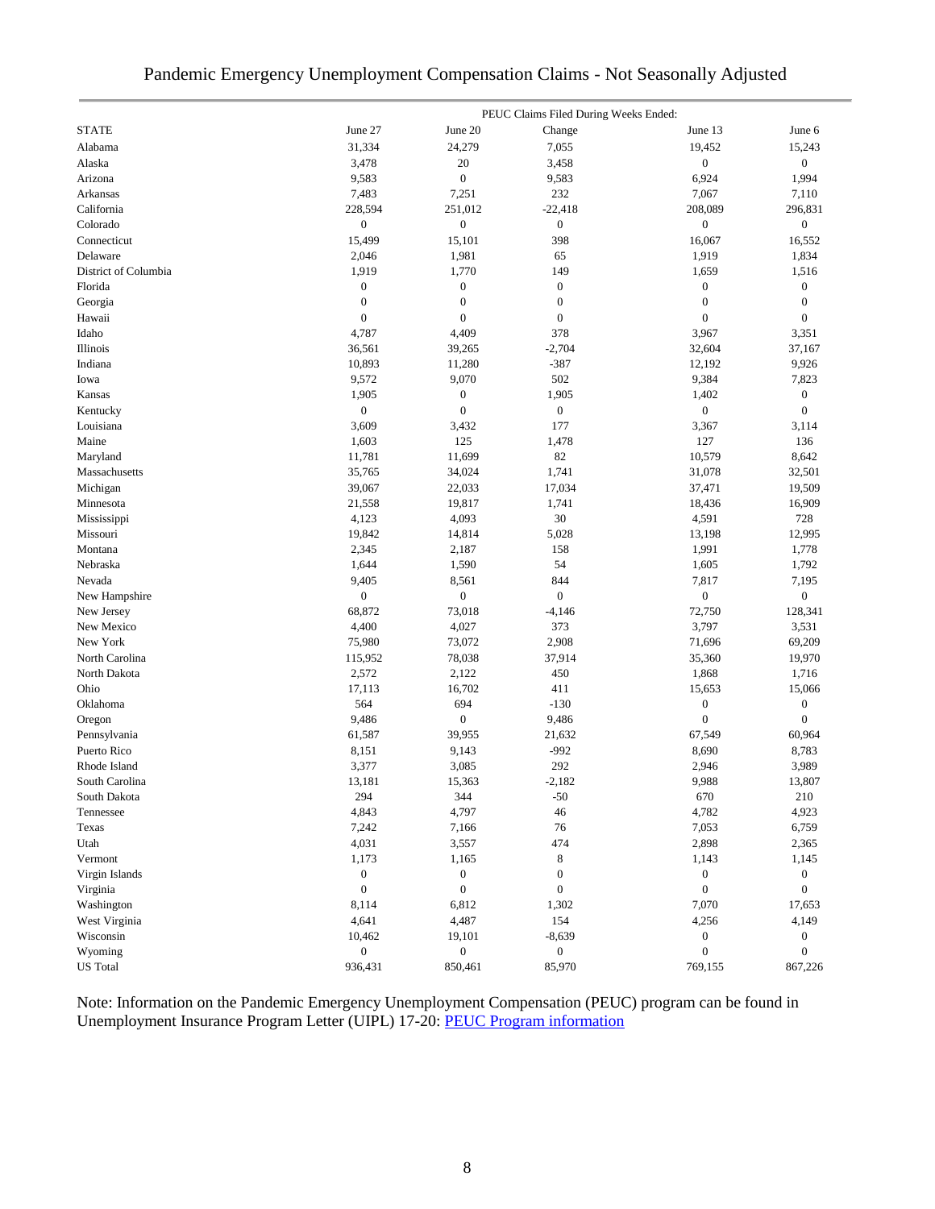# Pandemic Emergency Unemployment Compensation Claims - Not Seasonally Adjusted

| | PEUC Claims Filed During Weeks Ended: | | | | |
|---|---|---|---|---|---|
| STATE | June 27 | June 20 | Change | June 13 | June 6 |
| Alabama | 31,334 | 24,279 | 7,055 | 19,452 | 15,243 |
| Alaska | 3,478 | 20 | 3,458 | 0 | 0 |
| Arizona | 9,583 | 0 | 9,583 | 6,924 | 1,994 |
| Arkansas | 7,483 | 7,251 | 232 | 7,067 | 7,110 |
| California | 228,594 | 251,012 | -22,418 | 208,089 | 296,831 |
| Colorado | 0 | 0 | 0 | 0 | 0 |
| Connecticut | 15,499 | 15,101 | 398 | 16,067 | 16,552 |
| Delaware | 2,046 | 1,981 | 65 | 1,919 | 1,834 |
| District of Columbia | 1,919 | 1,770 | 149 | 1,659 | 1,516 |
| Florida | 0 | 0 | 0 | 0 | 0 |
| Georgia | 0 | 0 | 0 | 0 | 0 |
| Hawaii | 0 | 0 | 0 | 0 | 0 |
| Idaho | 4,787 | 4,409 | 378 | 3,967 | 3,351 |
| Illinois | 36,561 | 39,265 | -2,704 | 32,604 | 37,167 |
| Indiana | 10,893 | 11,280 | -387 | 12,192 | 9,926 |
| Iowa | 9,572 | 9,070 | 502 | 9,384 | 7,823 |
| Kansas | 1,905 | 0 | 1,905 | 1,402 | 0 |
| Kentucky | 0 | 0 | 0 | 0 | 0 |
| Louisiana | 3,609 | 3,432 | 177 | 3,367 | 3,114 |
| Maine | 1,603 | 125 | 1,478 | 127 | 136 |
| Maryland | 11,781 | 11,699 | 82 | 10,579 | 8,642 |
| Massachusetts | 35,765 | 34,024 | 1,741 | 31,078 | 32,501 |
| Michigan | 39,067 | 22,033 | 17,034 | 37,471 | 19,509 |
| Minnesota | 21,558 | 19,817 | 1,741 | 18,436 | 16,909 |
| Mississippi | 4,123 | 4,093 | 30 | 4,591 | 728 |
| Missouri | 19,842 | 14,814 | 5,028 | 13,198 | 12,995 |
| Montana | 2,345 | 2,187 | 158 | 1,991 | 1,778 |
| Nebraska | 1,644 | 1,590 | 54 | 1,605 | 1,792 |
| Nevada | 9,405 | 8,561 | 844 | 7,817 | 7,195 |
| New Hampshire | 0 | 0 | 0 | 0 | 0 |
| New Jersey | 68,872 | 73,018 | -4,146 | 72,750 | 128,341 |
| New Mexico | 4,400 | 4,027 | 373 | 3,797 | 3,531 |
| New York | 75,980 | 73,072 | 2,908 | 71,696 | 69,209 |
| North Carolina | 115,952 | 78,038 | 37,914 | 35,360 | 19,970 |
| North Dakota | 2,572 | 2,122 | 450 | 1,868 | 1,716 |
| Ohio | 17,113 | 16,702 | 411 | 15,653 | 15,066 |
| Oklahoma | 564 | 694 | -130 | 0 | 0 |
| Oregon | 9,486 | 0 | 9,486 | 0 | 0 |
| Pennsylvania | 61,587 | 39,955 | 21,632 | 67,549 | 60,964 |
| Puerto Rico | 8,151 | 9,143 | -992 | 8,690 | 8,783 |
| Rhode Island | 3,377 | 3,085 | 292 | 2,946 | 3,989 |
| South Carolina | 13,181 | 15,363 | -2,182 | 9,988 | 13,807 |
| South Dakota | 294 | 344 | -50 | 670 | 210 |
| Tennessee | 4,843 | 4,797 | 46 | 4,782 | 4,923 |
| Texas | 7,242 | 7,166 | 76 | 7,053 | 6,759 |
| Utah | 4,031 | 3,557 | 474 | 2,898 | 2,365 |
| Vermont | 1,173 | 1,165 | 8 | 1,143 | 1,145 |
| Virgin Islands | 0 | 0 | 0 | 0 | 0 |
| Virginia | 0 | 0 | 0 | 0 | 0 |
| Washington | 8,114 | 6,812 | 1,302 | 7,070 | 17,653 |
| West Virginia | 4,641 | 4,487 | 154 | 4,256 | 4,149 |
| Wisconsin | 10,462 | 19,101 | -8,639 | 0 | 0 |
| Wyoming | 0 | 0 | 0 | 0 | 0 |
| US Total | 936,431 | 850,461 | 85,970 | 769,155 | 867,226 |

Note: Information on the Pandemic Emergency Unemployment Compensation (PEUC) program can be found in Unemployment Insurance Program Letter (UIPL) 17-20: PEUC Program information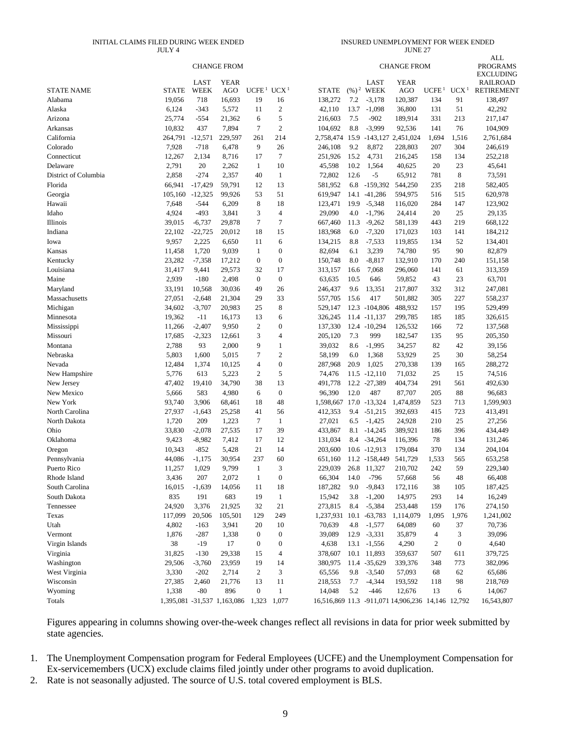| | INITIAL CLAIMS FILED DURING WEEK ENDED JULY 4 | | | | | INSURED UNEMPLOYMENT FOR WEEK ENDED JUNE 27 | | | | | | | ALL PROGRAMS EXCLUDING RAILROAD RETIREMENT |
|---|---|---|---|---|---|---|---|---|---|---|---|---|---|
| | | CHANGE FROM | | | | | | CHANGE FROM | | | | | |
| STATE NAME | STATE | LAST WEEK | YEAR AGO | UCFE [1] | UCX [1] | STATE | (%) [2] | LAST WEEK | YEAR AGO | UCFE [1] | UCX [1] | | |
| Alabama | 19,056 | 718 | 16,693 | 19 | 16 | 138,272 | 7.2 | -3,178 | 120,387 | 134 | 91 | 138,497 |
| Alaska | 6,124 | -343 | 5,572 | 11 | 2 | 42,110 | 13.7 | -1,098 | 36,800 | 131 | 51 | 42,292 |
| Arizona | 25,774 | -554 | 21,362 | 6 | 5 | 216,603 | 7.5 | -902 | 189,914 | 331 | 213 | 217,147 |
| Arkansas | 10,832 | 437 | 7,894 | 7 | 2 | 104,692 | 8.8 | -3,999 | 92,536 | 141 | 76 | 104,909 |
| California | 264,791 | -12,571 | 229,597 | 261 | 214 | 2,758,474 | 15.9 | -143,127 | 2,451,024 | 1,694 | 1,516 | 2,761,684 |
| Colorado | 7,928 | -718 | 6,478 | 9 | 26 | 246,108 | 9.2 | 8,872 | 228,803 | 207 | 304 | 246,619 |
| Connecticut | 12,267 | 2,134 | 8,716 | 17 | 7 | 251,926 | 15.2 | 4,731 | 216,245 | 158 | 134 | 252,218 |
| Delaware | 2,791 | 20 | 2,262 | 1 | 10 | 45,598 | 10.2 | 1,564 | 40,625 | 20 | 23 | 45,641 |
| District of Columbia | 2,858 | -274 | 2,357 | 40 | 1 | 72,802 | 12.6 | -5 | 65,912 | 781 | 8 | 73,591 |
| Florida | 66,941 | -17,429 | 59,791 | 12 | 13 | 581,952 | 6.8 | -159,392 | 544,250 | 235 | 218 | 582,405 |
| Georgia | 105,160 | -12,325 | 99,926 | 53 | 51 | 619,947 | 14.1 | -41,286 | 594,975 | 516 | 515 | 620,978 |
| Hawaii | 7,648 | -544 | 6,209 | 8 | 18 | 123,471 | 19.9 | -5,348 | 116,020 | 284 | 147 | 123,902 |
| Idaho | 4,924 | -493 | 3,841 | 3 | 4 | 29,090 | 4.0 | -1,796 | 24,414 | 20 | 25 | 29,135 |
| Illinois | 39,015 | -6,737 | 29,878 | 7 | 7 | 667,460 | 11.3 | -9,262 | 581,139 | 443 | 219 | 668,122 |
| Indiana | 22,102 | -22,725 | 20,012 | 18 | 15 | 183,968 | 6.0 | -7,320 | 171,023 | 103 | 141 | 184,212 |
| Iowa | 9,957 | 2,225 | 6,650 | 11 | 6 | 134,215 | 8.8 | -7,533 | 119,855 | 134 | 52 | 134,401 |
| Kansas | 11,458 | 1,720 | 9,039 | 1 | 0 | 82,694 | 6.1 | 3,239 | 74,780 | 95 | 90 | 82,879 |
| Kentucky | 23,282 | -7,358 | 17,212 | 0 | 0 | 150,748 | 8.0 | -8,817 | 132,910 | 170 | 240 | 151,158 |
| Louisiana | 31,417 | 9,441 | 29,573 | 32 | 17 | 313,157 | 16.6 | 7,068 | 296,060 | 141 | 61 | 313,359 |
| Maine | 2,939 | -180 | 2,498 | 0 | 0 | 63,635 | 10.5 | 646 | 59,852 | 43 | 23 | 63,701 |
| Maryland | 33,191 | 10,568 | 30,036 | 49 | 26 | 246,437 | 9.6 | 13,351 | 217,807 | 332 | 312 | 247,081 |
| Massachusetts | 27,051 | -2,648 | 21,304 | 29 | 33 | 557,705 | 15.6 | 417 | 501,882 | 305 | 227 | 558,237 |
| Michigan | 34,602 | -3,707 | 20,983 | 25 | 8 | 529,147 | 12.3 | -104,806 | 488,932 | 157 | 195 | 529,499 |
| Minnesota | 19,362 | -11 | 16,173 | 13 | 6 | 326,245 | 11.4 | -11,137 | 299,785 | 185 | 185 | 326,615 |
| Mississippi | 11,266 | -2,407 | 9,950 | 2 | 0 | 137,330 | 12.4 | -10,294 | 126,532 | 166 | 72 | 137,568 |
| Missouri | 17,685 | -2,323 | 12,661 | 3 | 4 | 205,120 | 7.3 | 999 | 182,547 | 135 | 95 | 205,350 |
| Montana | 2,788 | 93 | 2,000 | 9 | 1 | 39,032 | 8.6 | -1,995 | 34,257 | 82 | 42 | 39,156 |
| Nebraska | 5,803 | 1,600 | 5,015 | 7 | 2 | 58,199 | 6.0 | 1,368 | 53,929 | 25 | 30 | 58,254 |
| Nevada | 12,484 | 1,374 | 10,125 | 4 | 0 | 287,968 | 20.9 | 1,025 | 270,338 | 139 | 165 | 288,272 |
| New Hampshire | 5,776 | 613 | 5,223 | 2 | 5 | 74,476 | 11.5 | -12,110 | 71,032 | 25 | 15 | 74,516 |
| New Jersey | 47,402 | 19,410 | 34,790 | 38 | 13 | 491,778 | 12.2 | -27,389 | 404,734 | 291 | 561 | 492,630 |
| New Mexico | 5,666 | 583 | 4,980 | 6 | 0 | 96,390 | 12.0 | 487 | 87,707 | 205 | 88 | 96,683 |
| New York | 93,740 | 3,906 | 68,461 | 18 | 48 | 1,598,667 | 17.0 | -13,324 | 1,474,859 | 523 | 713 | 1,599,903 |
| North Carolina | 27,937 | -1,643 | 25,258 | 41 | 56 | 412,353 | 9.4 | -51,215 | 392,693 | 415 | 723 | 413,491 |
| North Dakota | 1,720 | 209 | 1,223 | 7 | 1 | 27,021 | 6.5 | -1,425 | 24,928 | 210 | 25 | 27,256 |
| Ohio | 33,830 | -2,078 | 27,535 | 17 | 39 | 433,867 | 8.1 | -14,245 | 389,921 | 186 | 396 | 434,449 |
| Oklahoma | 9,423 | -8,982 | 7,412 | 17 | 12 | 131,034 | 8.4 | -34,264 | 116,396 | 78 | 134 | 131,246 |
| Oregon | 10,343 | -852 | 5,428 | 21 | 14 | 203,600 | 10.6 | -12,913 | 179,084 | 370 | 134 | 204,104 |
| Pennsylvania | 44,086 | -1,175 | 30,954 | 237 | 60 | 651,160 | 11.2 | -158,449 | 541,729 | 1,533 | 565 | 653,258 |
| Puerto Rico | 11,257 | 1,029 | 9,799 | 1 | 3 | 229,039 | 26.8 | 11,327 | 210,702 | 242 | 59 | 229,340 |
| Rhode Island | 3,436 | 207 | 2,072 | 1 | 0 | 66,304 | 14.0 | -796 | 57,668 | 56 | 48 | 66,408 |
| South Carolina | 16,015 | -1,639 | 14,056 | 11 | 18 | 187,282 | 9.0 | -9,843 | 172,116 | 38 | 105 | 187,425 |
| South Dakota | 835 | 191 | 683 | 19 | 1 | 15,942 | 3.8 | -1,200 | 14,975 | 293 | 14 | 16,249 |
| Tennessee | 24,920 | 3,376 | 21,925 | 32 | 21 | 273,815 | 8.4 | -5,384 | 253,448 | 159 | 176 | 274,150 |
| Texas | 117,099 | 20,506 | 105,501 | 129 | 249 | 1,237,931 | 10.1 | -63,783 | 1,114,079 | 1,095 | 1,976 | 1,241,002 |
| Utah | 4,802 | -163 | 3,941 | 20 | 10 | 70,639 | 4.8 | -1,577 | 64,089 | 60 | 37 | 70,736 |
| Vermont | 1,876 | -287 | 1,338 | 0 | 0 | 39,089 | 12.9 | -3,331 | 35,879 | 4 | 3 | 39,096 |
| Virgin Islands | 38 | -19 | 17 | 0 | 0 | 4,638 | 13.1 | -1,556 | 4,290 | 2 | 0 | 4,640 |
| Virginia | 31,825 | -130 | 29,338 | 15 | 4 | 378,607 | 10.1 | 11,893 | 359,637 | 507 | 611 | 379,725 |
| Washington | 29,506 | -3,760 | 23,959 | 19 | 14 | 380,975 | 11.4 | -35,629 | 339,376 | 348 | 773 | 382,096 |
| West Virginia | 3,330 | -202 | 2,714 | 2 | 3 | 65,556 | 9.8 | -3,540 | 57,093 | 68 | 62 | 65,686 |
| Wisconsin | 27,385 | 2,460 | 21,776 | 13 | 11 | 218,553 | 7.7 | -4,344 | 193,592 | 118 | 98 | 218,769 |
| Wyoming | 1,338 | -80 | 896 | 0 | 1 | 14,048 | 5.2 | -446 | 12,676 | 13 | 6 | 14,067 |
| Totals | 1,395,081 | -31,537 | 1,163,086 | 1,323 | 1,077 | 16,516,869 | 11.3 | -911,071 | 14,906,236 | 14,146 | 12,792 | 16,543,807 |

Figures appearing in columns showing over-the-week changes reflect all revisions in data for prior week submitted by state agencies.

1. The Unemployment Compensation program for Federal Employees (UCFE) and the Unemployment Compensation for Ex-servicemembers (UCX) exclude claims filed jointly under other programs to avoid duplication.
2. Rate is not seasonally adjusted. The source of U.S. total covered employment is BLS.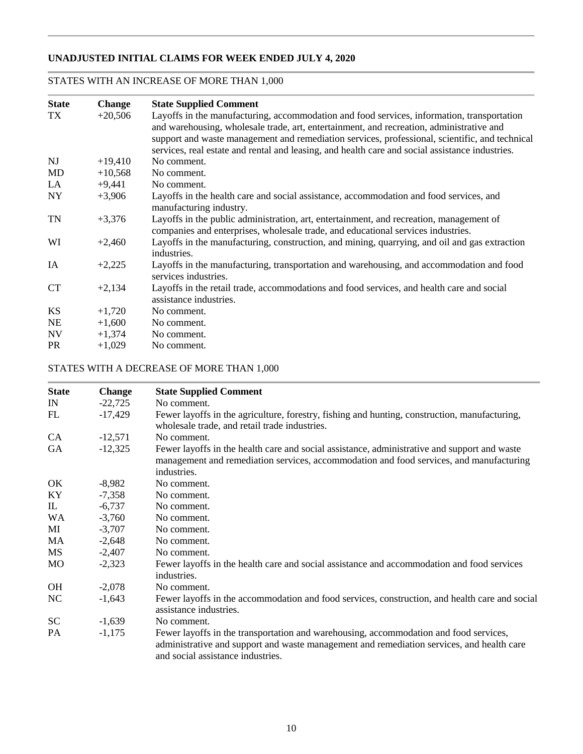## UNADJUSTED INITIAL CLAIMS FOR WEEK ENDED JULY 4, 2020

### STATES WITH AN INCREASE OF MORE THAN 1,000

| State | Change | State Supplied Comment |
|---|---|---|
| TX | +20,506 | Layoffs in the manufacturing, accommodation and food services, information, transportation and warehousing, wholesale trade, art, entertainment, and recreation, administrative and support and waste management and remediation services, professional, scientific, and technical services, real estate and rental and leasing, and health care and social assistance industries. |
| NJ | +19,410 | No comment. |
| MD | +10,568 | No comment. |
| LA | +9,441 | No comment. |
| NY | +3,906 | Layoffs in the health care and social assistance, accommodation and food services, and manufacturing industry. |
| TN | +3,376 | Layoffs in the public administration, art, entertainment, and recreation, management of companies and enterprises, wholesale trade, and educational services industries. |
| WI | +2,460 | Layoffs in the manufacturing, construction, and mining, quarrying, and oil and gas extraction industries. |
| IA | +2,225 | Layoffs in the manufacturing, transportation and warehousing, and accommodation and food services industries. |
| CT | +2,134 | Layoffs in the retail trade, accommodations and food services, and health care and social assistance industries. |
| KS | +1,720 | No comment. |
| NE | +1,600 | No comment. |
| NV | +1,374 | No comment. |
| PR | +1,029 | No comment. |

### STATES WITH A DECREASE OF MORE THAN 1,000

| State | Change | State Supplied Comment |
|---|---|---|
| IN | -22,725 | No comment. |
| FL | -17,429 | Fewer layoffs in the agriculture, forestry, fishing and hunting, construction, manufacturing, wholesale trade, and retail trade industries. |
| CA | -12,571 | No comment. |
| GA | -12,325 | Fewer layoffs in the health care and social assistance, administrative and support and waste management and remediation services, accommodation and food services, and manufacturing industries. |
| OK | -8,982 | No comment. |
| KY | -7,358 | No comment. |
| IL | -6,737 | No comment. |
| WA | -3,760 | No comment. |
| MI | -3,707 | No comment. |
| MA | -2,648 | No comment. |
| MS | -2,407 | No comment. |
| MO | -2,323 | Fewer layoffs in the health care and social assistance and accommodation and food services industries. |
| OH | -2,078 | No comment. |
| NC | -1,643 | Fewer layoffs in the accommodation and food services, construction, and health care and social assistance industries. |
| SC | -1,639 | No comment. |
| PA | -1,175 | Fewer layoffs in the transportation and warehousing, accommodation and food services, administrative and support and waste management and remediation services, and health care and social assistance industries. |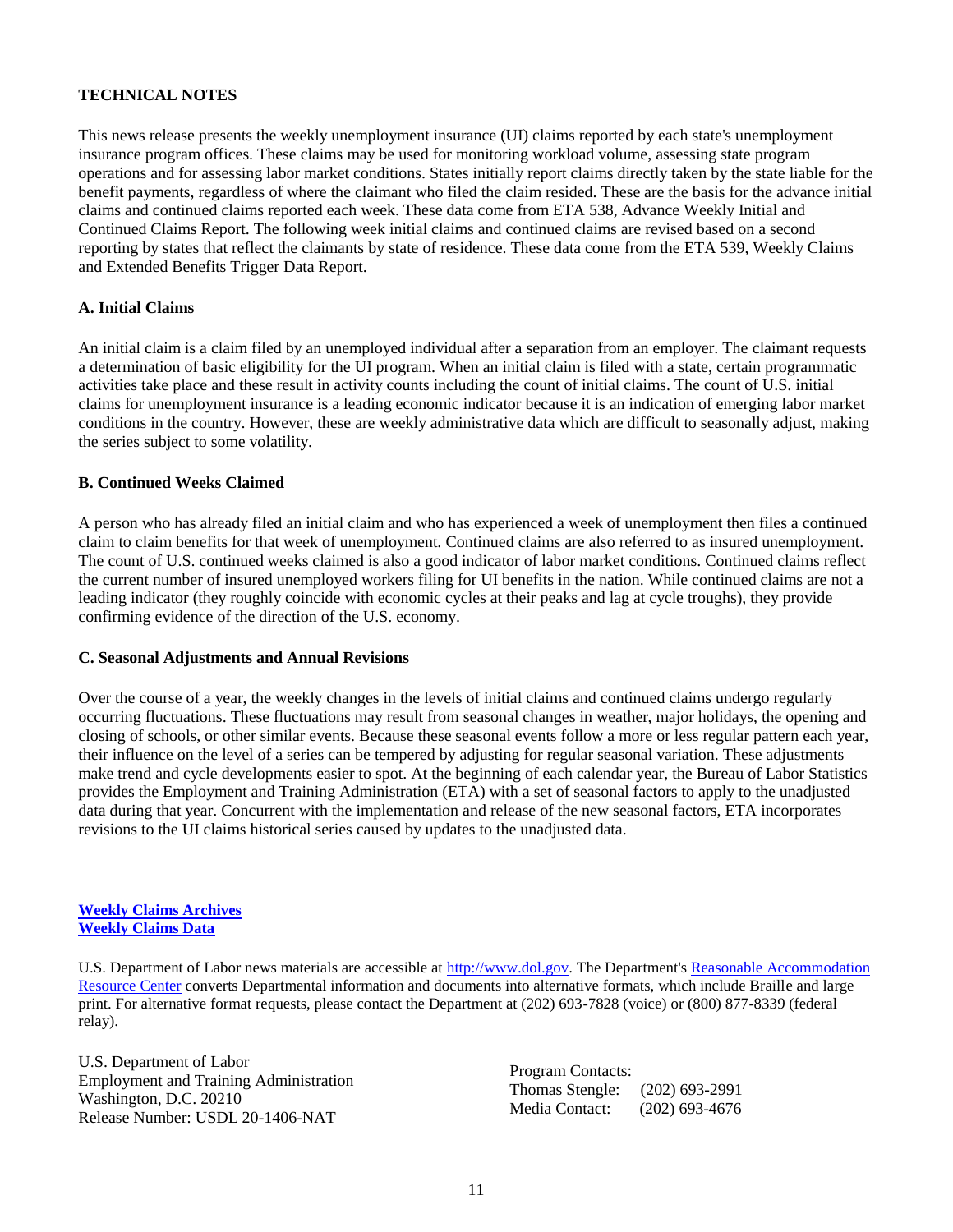**TECHNICAL NOTES**

This news release presents the weekly unemployment insurance (UI) claims reported by each state's unemployment insurance program offices. These claims may be used for monitoring workload volume, assessing state program operations and for assessing labor market conditions. States initially report claims directly taken by the state liable for the benefit payments, regardless of where the claimant who filed the claim resided. These are the basis for the advance initial claims and continued claims reported each week. These data come from ETA 538, Advance Weekly Initial and Continued Claims Report. The following week initial claims and continued claims are revised based on a second reporting by states that reflect the claimants by state of residence. These data come from the ETA 539, Weekly Claims and Extended Benefits Trigger Data Report.

**A. Initial Claims**

An initial claim is a claim filed by an unemployed individual after a separation from an employer. The claimant requests a determination of basic eligibility for the UI program. When an initial claim is filed with a state, certain programmatic activities take place and these result in activity counts including the count of initial claims. The count of U.S. initial claims for unemployment insurance is a leading economic indicator because it is an indication of emerging labor market conditions in the country. However, these are weekly administrative data which are difficult to seasonally adjust, making the series subject to some volatility.

**B. Continued Weeks Claimed**

A person who has already filed an initial claim and who has experienced a week of unemployment then files a continued claim to claim benefits for that week of unemployment. Continued claims are also referred to as insured unemployment. The count of U.S. continued weeks claimed is also a good indicator of labor market conditions. Continued claims reflect the current number of insured unemployed workers filing for UI benefits in the nation. While continued claims are not a leading indicator (they roughly coincide with economic cycles at their peaks and lag at cycle troughs), they provide confirming evidence of the direction of the U.S. economy.

**C. Seasonal Adjustments and Annual Revisions**

Over the course of a year, the weekly changes in the levels of initial claims and continued claims undergo regularly occurring fluctuations. These fluctuations may result from seasonal changes in weather, major holidays, the opening and closing of schools, or other similar events. Because these seasonal events follow a more or less regular pattern each year, their influence on the level of a series can be tempered by adjusting for regular seasonal variation. These adjustments make trend and cycle developments easier to spot. At the beginning of each calendar year, the Bureau of Labor Statistics provides the Employment and Training Administration (ETA) with a set of seasonal factors to apply to the unadjusted data during that year. Concurrent with the implementation and release of the new seasonal factors, ETA incorporates revisions to the UI claims historical series caused by updates to the unadjusted data.

**Weekly Claims Archives**
**Weekly Claims Data**

U.S. Department of Labor news materials are accessible at http://www.dol.gov. The Department's Reasonable Accommodation Resource Center converts Departmental information and documents into alternative formats, which include Braille and large print. For alternative format requests, please contact the Department at (202) 693-7828 (voice) or (800) 877-8339 (federal relay).

U.S. Department of Labor
Employment and Training Administration
Washington, D.C. 20210
Release Number: USDL 20-1406-NAT

Program Contacts:
Thomas Stengle: (202) 693-2991
Media Contact: (202) 693-4676